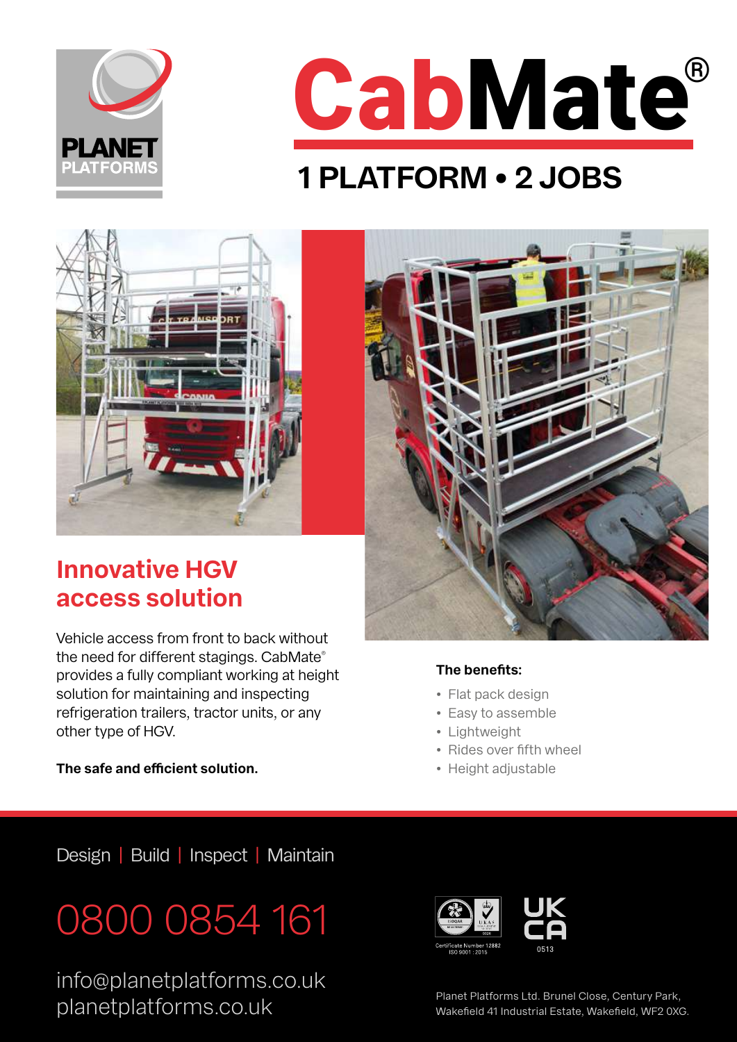PLANET PLATFORMS

# CabMate®

## 1 PLATFORM • 2 JOBS

## Innovative HGV access solution

Vehicle access from front to back without the need for different stagings. CabMate® provides a fully compliant working at height solution for maintaining and inspecting refrigeration trailers, tractor units, or any other type of HGV.

**The safe and efficient solution.**

**The benefits:**

- Flat pack design
- Easy to assemble
- Lightweight
- Rides over fifth wheel
- Height adjustable

Design | Build | Inspect | Maintain

0800 0854 161

info@planetplatforms.co.uk
planetplatforms.co.uk

Certificate Number 12882
ISO 9001 : 2015

UK CA
0513

Planet Platforms Ltd. Brunel Close, Century Park, Wakefield 41 Industrial Estate, Wakefield, WF2 0XG.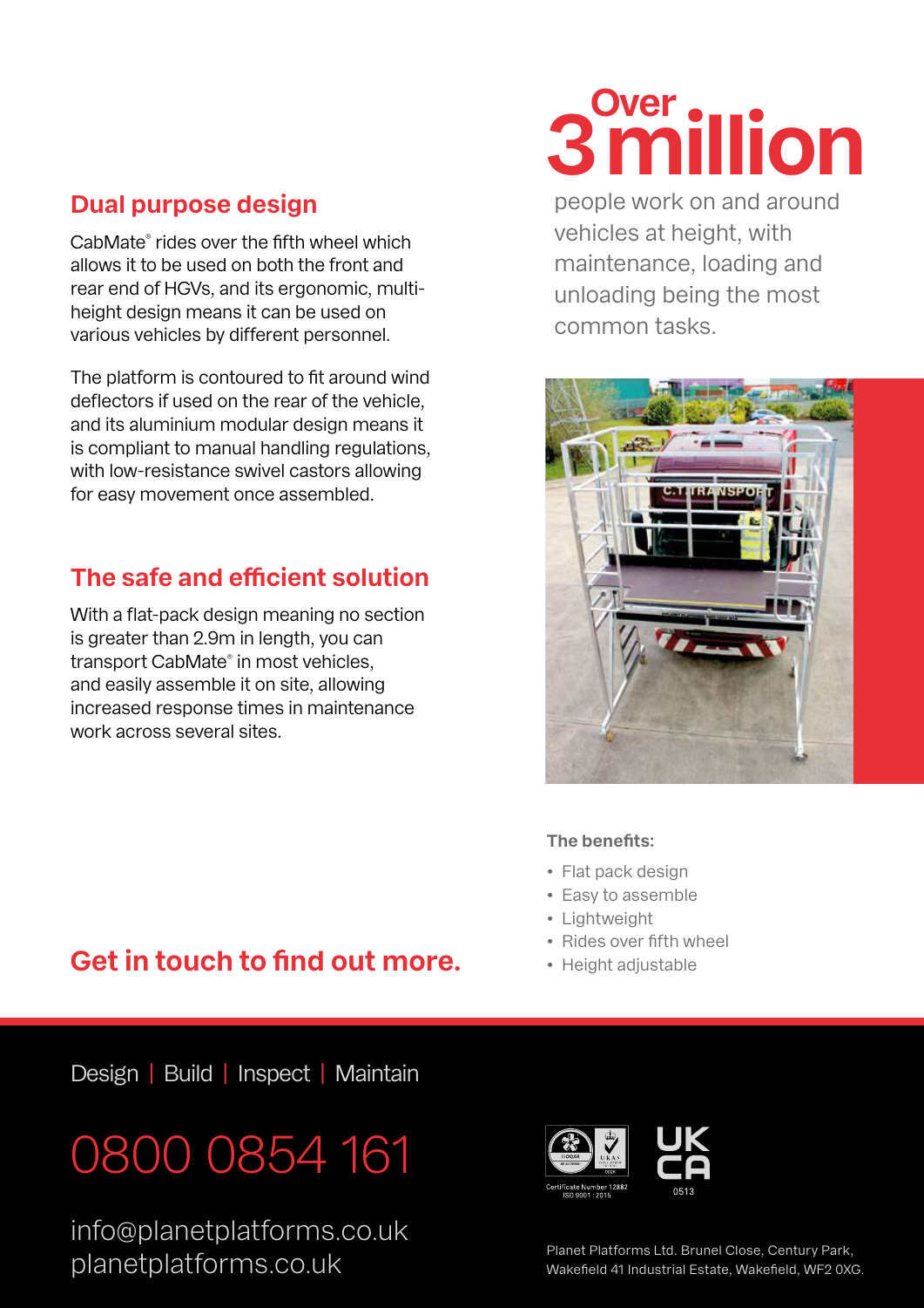## Dual purpose design

CabMate® rides over the fifth wheel which allows it to be used on both the front and rear end of HGVs, and its ergonomic, multi-height design means it can be used on various vehicles by different personnel.

The platform is contoured to fit around wind deflectors if used on the rear of the vehicle, and its aluminium modular design means it is compliant to manual handling regulations, with low-resistance swivel castors allowing for easy movement once assembled.

## The safe and efficient solution

With a flat-pack design meaning no section is greater than 2.9m in length, you can transport CabMate® in most vehicles, and easily assemble it on site, allowing increased response times in maintenance work across several sites.

# Over 3 million

people work on and around vehicles at height, with maintenance, loading and unloading being the most common tasks.

**The benefits:**

- Flat pack design
- Easy to assemble
- Lightweight
- Rides over fifth wheel
- Height adjustable

## Get in touch to find out more.

Design | Build | Inspect | Maintain

0800 0854 161

info@planetplatforms.co.uk
planetplatforms.co.uk

Certificate Number 12882
ISO 9001 : 2015

UK CA
0513

Planet Platforms Ltd. Brunel Close, Century Park, Wakefield 41 Industrial Estate, Wakefield, WF2 0XG.